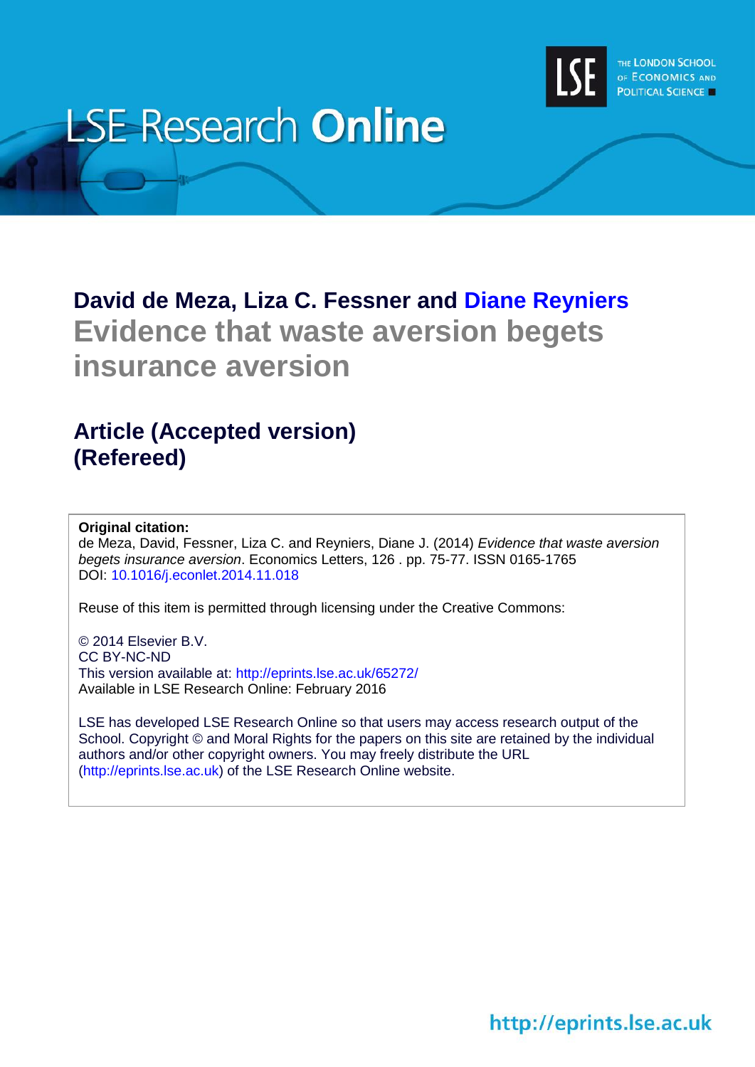LSE Research **Online**

THE LONDON SCHOOL OF ECONOMICS AND POLITICAL SCIENCE

**David de Meza, Liza C. Fessner and Diane Reyniers**

# Evidence that waste aversion begets insurance aversion

## Article (Accepted version) (Refereed)

**Original citation:**
de Meza, David, Fessner, Liza C. and Reyniers, Diane J. (2014) *Evidence that waste aversion begets insurance aversion*. Economics Letters, 126 . pp. 75-77. ISSN 0165-1765
DOI: 10.1016/j.econlet.2014.11.018

Reuse of this item is permitted through licensing under the Creative Commons:

© 2014 Elsevier B.V.
CC BY-NC-ND
This version available at: http://eprints.lse.ac.uk/65272/
Available in LSE Research Online: February 2016

LSE has developed LSE Research Online so that users may access research output of the School. Copyright © and Moral Rights for the papers on this site are retained by the individual authors and/or other copyright owners. You may freely distribute the URL (http://eprints.lse.ac.uk) of the LSE Research Online website.

http://eprints.lse.ac.uk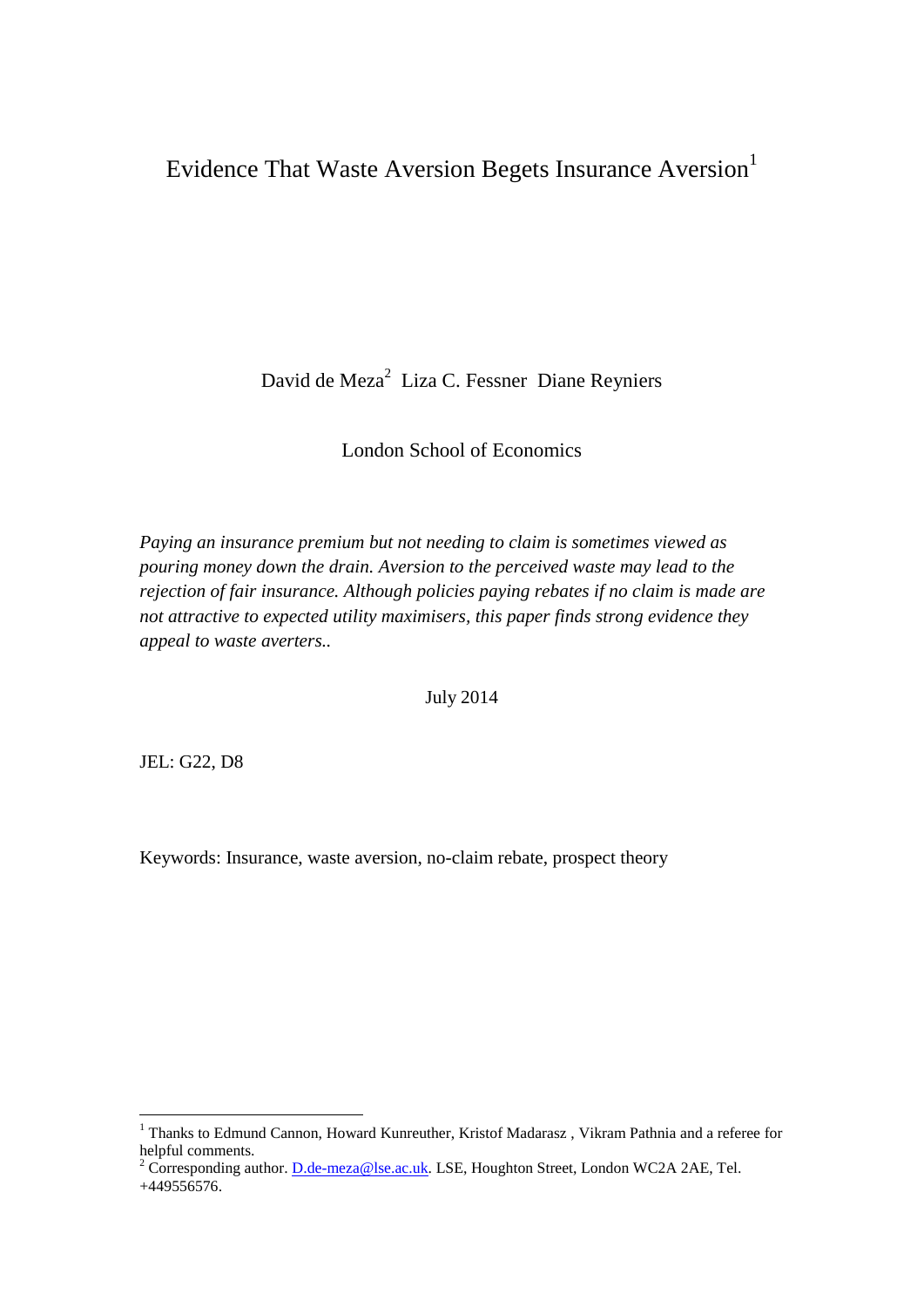# Evidence That Waste Aversion Begets Insurance Aversion[1]

David de Meza[2] Liza C. Fessner Diane Reyniers

London School of Economics

*Paying an insurance premium but not needing to claim is sometimes viewed as pouring money down the drain. Aversion to the perceived waste may lead to the rejection of fair insurance. Although policies paying rebates if no claim is made are not attractive to expected utility maximisers, this paper finds strong evidence they appeal to waste averters..*

July 2014

JEL: G22, D8

Keywords: Insurance, waste aversion, no-claim rebate, prospect theory

---

[1] Thanks to Edmund Cannon, Howard Kunreuther, Kristof Madarasz , Vikram Pathnia and a referee for helpful comments.

[2] Corresponding author. D.de-meza@lse.ac.uk. LSE, Houghton Street, London WC2A 2AE, Tel. +449556576.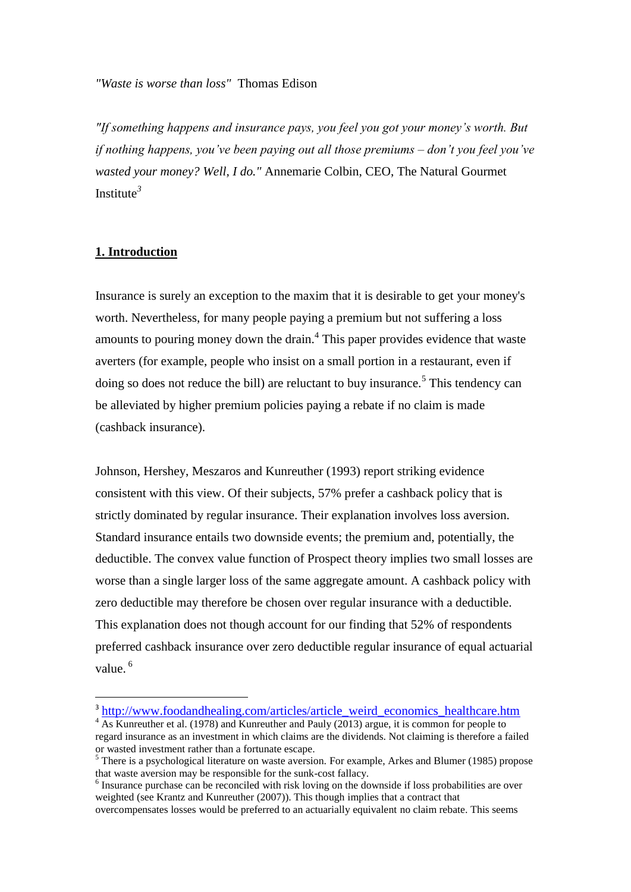*"Waste is worse than loss"* Thomas Edison

*"If something happens and insurance pays, you feel you got your money's worth. But if nothing happens, you've been paying out all those premiums – don't you feel you've wasted your money? Well, I do."* Annemarie Colbin, CEO, The Natural Gourmet Institute[3]

## 1. Introduction

Insurance is surely an exception to the maxim that it is desirable to get your money's worth. Nevertheless, for many people paying a premium but not suffering a loss amounts to pouring money down the drain.[4] This paper provides evidence that waste averters (for example, people who insist on a small portion in a restaurant, even if doing so does not reduce the bill) are reluctant to buy insurance.[5] This tendency can be alleviated by higher premium policies paying a rebate if no claim is made (cashback insurance).

Johnson, Hershey, Meszaros and Kunreuther (1993) report striking evidence consistent with this view. Of their subjects, 57% prefer a cashback policy that is strictly dominated by regular insurance. Their explanation involves loss aversion. Standard insurance entails two downside events; the premium and, potentially, the deductible. The convex value function of Prospect theory implies two small losses are worse than a single larger loss of the same aggregate amount. A cashback policy with zero deductible may therefore be chosen over regular insurance with a deductible. This explanation does not though account for our finding that 52% of respondents preferred cashback insurance over zero deductible regular insurance of equal actuarial value.[6]

---

[3] http://www.foodandhealing.com/articles/article_weird_economics_healthcare.htm

[4] As Kunreuther et al. (1978) and Kunreuther and Pauly (2013) argue, it is common for people to regard insurance as an investment in which claims are the dividends. Not claiming is therefore a failed or wasted investment rather than a fortunate escape.

[5] There is a psychological literature on waste aversion. For example, Arkes and Blumer (1985) propose that waste aversion may be responsible for the sunk-cost fallacy.

[6] Insurance purchase can be reconciled with risk loving on the downside if loss probabilities are over weighted (see Krantz and Kunreuther (2007)). This though implies that a contract that overcompensates losses would be preferred to an actuarially equivalent no claim rebate. This seems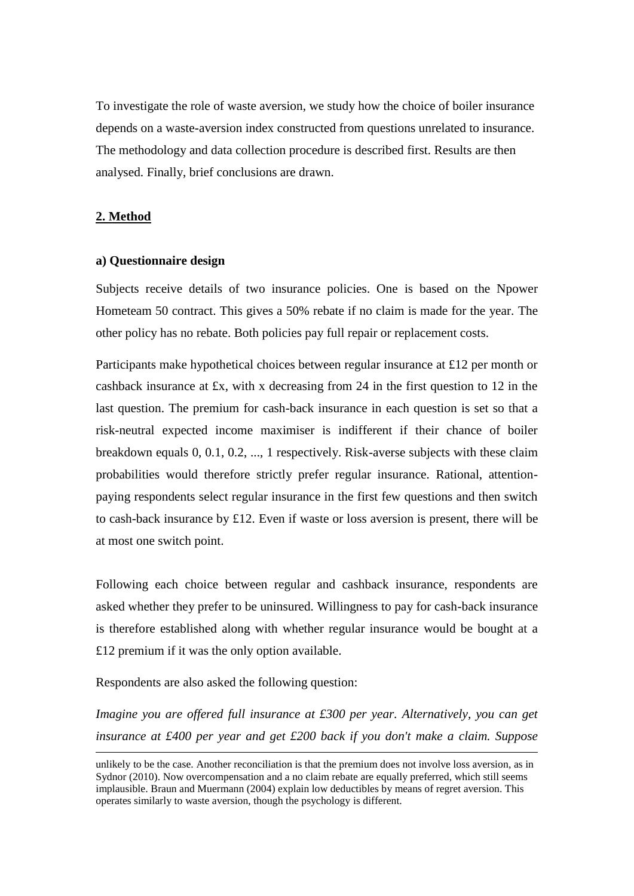To investigate the role of waste aversion, we study how the choice of boiler insurance depends on a waste-aversion index constructed from questions unrelated to insurance. The methodology and data collection procedure is described first. Results are then analysed. Finally, brief conclusions are drawn.

## 2. Method

### a) Questionnaire design

Subjects receive details of two insurance policies. One is based on the Npower Hometeam 50 contract. This gives a 50% rebate if no claim is made for the year. The other policy has no rebate. Both policies pay full repair or replacement costs.

Participants make hypothetical choices between regular insurance at £12 per month or cashback insurance at £x, with x decreasing from 24 in the first question to 12 in the last question. The premium for cash-back insurance in each question is set so that a risk-neutral expected income maximiser is indifferent if their chance of boiler breakdown equals 0, 0.1, 0.2, ..., 1 respectively. Risk-averse subjects with these claim probabilities would therefore strictly prefer regular insurance. Rational, attention-paying respondents select regular insurance in the first few questions and then switch to cash-back insurance by £12. Even if waste or loss aversion is present, there will be at most one switch point.

Following each choice between regular and cashback insurance, respondents are asked whether they prefer to be uninsured. Willingness to pay for cash-back insurance is therefore established along with whether regular insurance would be bought at a £12 premium if it was the only option available.

Respondents are also asked the following question:

*Imagine you are offered full insurance at £300 per year. Alternatively, you can get insurance at £400 per year and get £200 back if you don't make a claim. Suppose*

---

unlikely to be the case. Another reconciliation is that the premium does not involve loss aversion, as in Sydnor (2010). Now overcompensation and a no claim rebate are equally preferred, which still seems implausible. Braun and Muermann (2004) explain low deductibles by means of regret aversion. This operates similarly to waste aversion, though the psychology is different.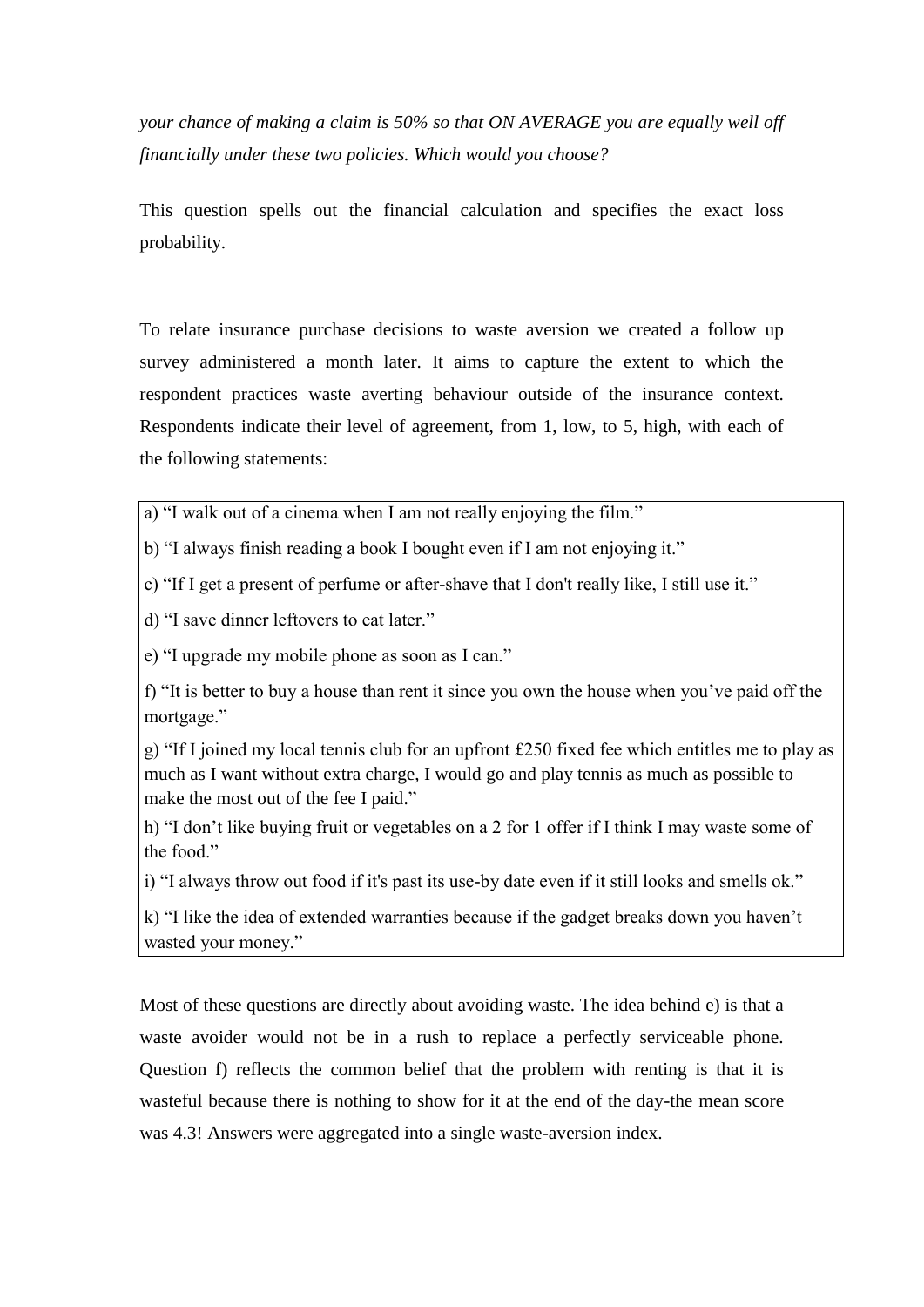*your chance of making a claim is 50% so that ON AVERAGE you are equally well off financially under these two policies. Which would you choose?*

This question spells out the financial calculation and specifies the exact loss probability.

To relate insurance purchase decisions to waste aversion we created a follow up survey administered a month later. It aims to capture the extent to which the respondent practices waste averting behaviour outside of the insurance context. Respondents indicate their level of agreement, from 1, low, to 5, high, with each of the following statements:

| |
|---|
| a) "I walk out of a cinema when I am not really enjoying the film." |
| b) "I always finish reading a book I bought even if I am not enjoying it." |
| c) "If I get a present of perfume or after-shave that I don't really like, I still use it." |
| d) "I save dinner leftovers to eat later." |
| e) "I upgrade my mobile phone as soon as I can." |
| f) "It is better to buy a house than rent it since you own the house when you've paid off the mortgage." |
| g) "If I joined my local tennis club for an upfront £250 fixed fee which entitles me to play as much as I want without extra charge, I would go and play tennis as much as possible to make the most out of the fee I paid." |
| h) "I don't like buying fruit or vegetables on a 2 for 1 offer if I think I may waste some of the food." |
| i) "I always throw out food if it's past its use-by date even if it still looks and smells ok." |
| k) "I like the idea of extended warranties because if the gadget breaks down you haven't wasted your money." |

Most of these questions are directly about avoiding waste. The idea behind e) is that a waste avoider would not be in a rush to replace a perfectly serviceable phone. Question f) reflects the common belief that the problem with renting is that it is wasteful because there is nothing to show for it at the end of the day-the mean score was 4.3! Answers were aggregated into a single waste-aversion index.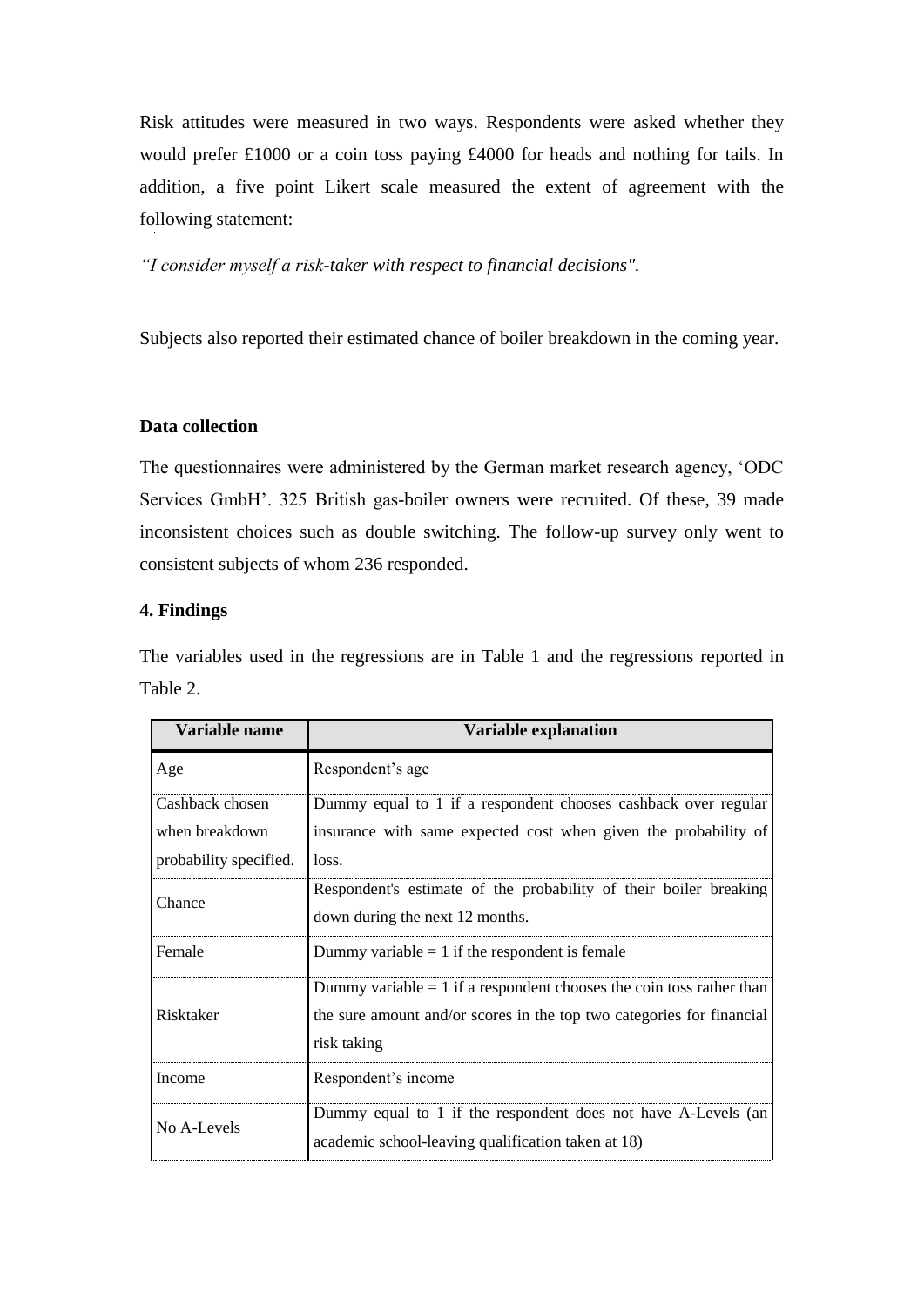Risk attitudes were measured in two ways. Respondents were asked whether they would prefer £1000 or a coin toss paying £4000 for heads and nothing for tails. In addition, a five point Likert scale measured the extent of agreement with the following statement:

*"I consider myself a risk-taker with respect to financial decisions".*

Subjects also reported their estimated chance of boiler breakdown in the coming year.

### Data collection

The questionnaires were administered by the German market research agency, 'ODC Services GmbH'. 325 British gas-boiler owners were recruited. Of these, 39 made inconsistent choices such as double switching. The follow-up survey only went to consistent subjects of whom 236 responded.

## 4. Findings

The variables used in the regressions are in Table 1 and the regressions reported in Table 2.

| Variable name | Variable explanation |
|---|---|
| Age | Respondent's age |
| Cashback chosen when breakdown probability specified. | Dummy equal to 1 if a respondent chooses cashback over regular insurance with same expected cost when given the probability of loss. |
| Chance | Respondent's estimate of the probability of their boiler breaking down during the next 12 months. |
| Female | Dummy variable = 1 if the respondent is female |
| Risktaker | Dummy variable = 1 if a respondent chooses the coin toss rather than the sure amount and/or scores in the top two categories for financial risk taking |
| Income | Respondent's income |
| No A-Levels | Dummy equal to 1 if the respondent does not have A-Levels (an academic school-leaving qualification taken at 18) |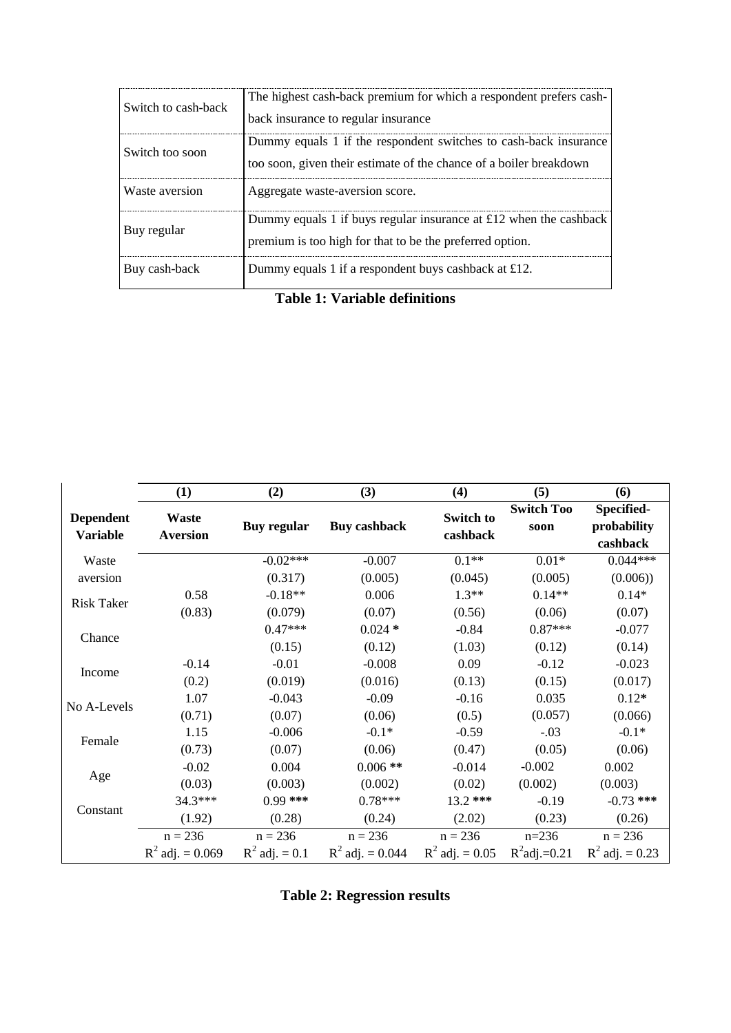| Switch to cash-back | The highest cash-back premium for which a respondent prefers cash-back insurance to regular insurance |
|---|---|
| Switch too soon | Dummy equals 1 if the respondent switches to cash-back insurance too soon, given their estimate of the chance of a boiler breakdown |
| Waste aversion | Aggregate waste-aversion score. |
| Buy regular | Dummy equals 1 if buys regular insurance at £12 when the cashback premium is too high for that to be the preferred option. |
| Buy cash-back | Dummy equals 1 if a respondent buys cashback at £12. |

**Table 1: Variable definitions**

| | (1) | (2) | (3) | (4) | (5) | (6) |
|---|---|---|---|---|---|---|
| **Dependent Variable** | **Waste Aversion** | **Buy regular** | **Buy cashback** | **Switch to cashback** | **Switch Too soon** | **Specified-probability cashback** |
| Waste aversion | | -0.02*** | -0.007 | 0.1** | 0.01* | 0.044*** |
| | | (0.317) | (0.005) | (0.045) | (0.005) | (0.006)) |
| Risk Taker | 0.58 | -0.18** | 0.006 | 1.3** | 0.14** | 0.14* |
| | (0.83) | (0.079) | (0.07) | (0.56) | (0.06) | (0.07) |
| Chance | | 0.47*** | 0.024 * | -0.84 | 0.87*** | -0.077 |
| | | (0.15) | (0.12) | (1.03) | (0.12) | (0.14) |
| Income | -0.14 | -0.01 | -0.008 | 0.09 | -0.12 | -0.023 |
| | (0.2) | (0.019) | (0.016) | (0.13) | (0.15) | (0.017) |
| No A-Levels | 1.07 | -0.043 | -0.09 | -0.16 | 0.035 | 0.12* |
| | (0.71) | (0.07) | (0.06) | (0.5) | (0.057) | (0.066) |
| Female | 1.15 | -0.006 | -0.1* | -0.59 | -.03 | -0.1* |
| | (0.73) | (0.07) | (0.06) | (0.47) | (0.05) | (0.06) |
| Age | -0.02 | 0.004 | 0.006 ** | -0.014 | -0.002 | 0.002 |
| | (0.03) | (0.003) | (0.002) | (0.02) | (0.002) | (0.003) |
| Constant | 34.3*** | 0.99 *** | 0.78*** | 13.2 *** | -0.19 | -0.73 *** |
| | (1.92) | (0.28) | (0.24) | (2.02) | (0.23) | (0.26) |
| | n = 236 | n = 236 | n = 236 | n = 236 | n=236 | n = 236 |
| | $R^2$ adj. = 0.069 | $R^2$ adj. = 0.1 | $R^2$ adj. = 0.044 | $R^2$ adj. = 0.05 | $R^2$adj.=0.21 | $R^2$ adj. = 0.23 |

**Table 2: Regression results**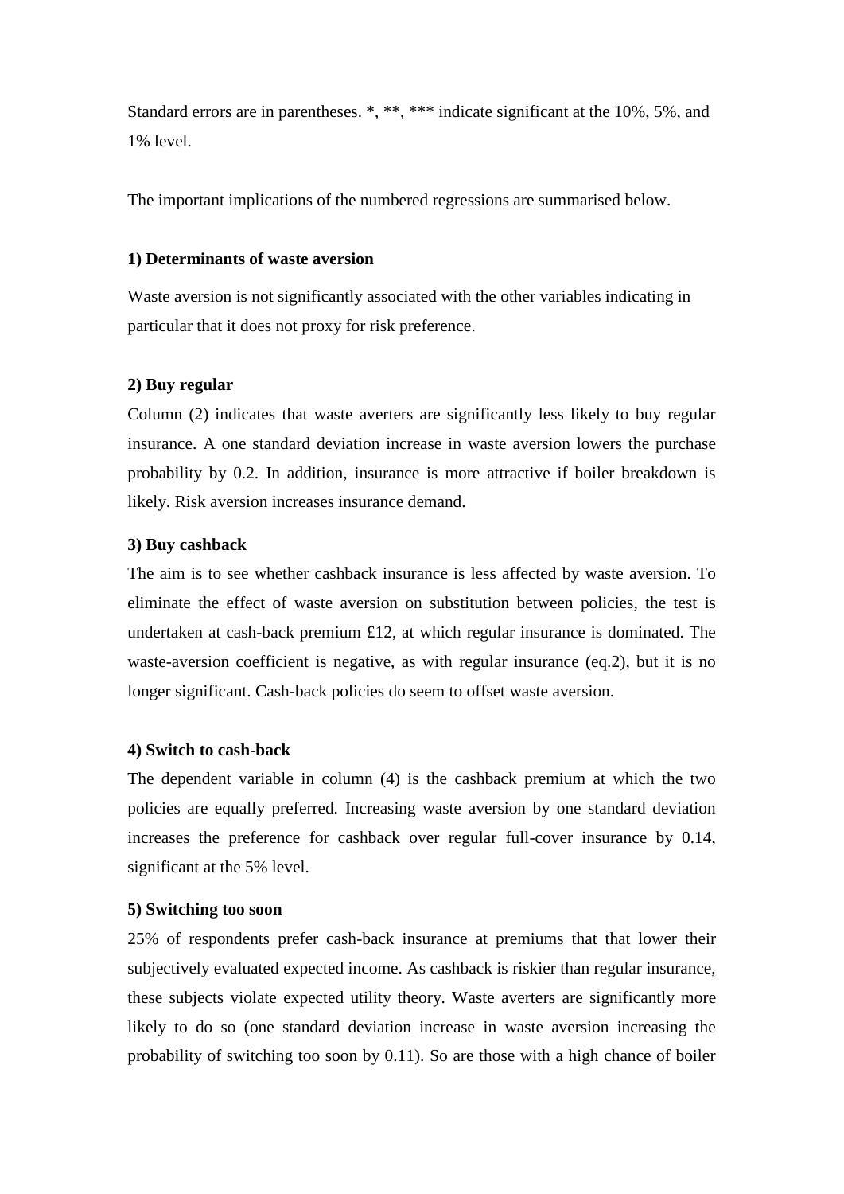Standard errors are in parentheses. *, **, *** indicate significant at the 10%, 5%, and 1% level.

The important implications of the numbered regressions are summarised below.

**1) Determinants of waste aversion**

Waste aversion is not significantly associated with the other variables indicating in particular that it does not proxy for risk preference.

**2) Buy regular**

Column (2) indicates that waste averters are significantly less likely to buy regular insurance. A one standard deviation increase in waste aversion lowers the purchase probability by 0.2. In addition, insurance is more attractive if boiler breakdown is likely. Risk aversion increases insurance demand.

**3) Buy cashback**

The aim is to see whether cashback insurance is less affected by waste aversion. To eliminate the effect of waste aversion on substitution between policies, the test is undertaken at cash-back premium £12, at which regular insurance is dominated. The waste-aversion coefficient is negative, as with regular insurance (eq.2), but it is no longer significant. Cash-back policies do seem to offset waste aversion.

**4) Switch to cash-back**

The dependent variable in column (4) is the cashback premium at which the two policies are equally preferred. Increasing waste aversion by one standard deviation increases the preference for cashback over regular full-cover insurance by 0.14, significant at the 5% level.

**5) Switching too soon**

25% of respondents prefer cash-back insurance at premiums that that lower their subjectively evaluated expected income. As cashback is riskier than regular insurance, these subjects violate expected utility theory. Waste averters are significantly more likely to do so (one standard deviation increase in waste aversion increasing the probability of switching too soon by 0.11). So are those with a high chance of boiler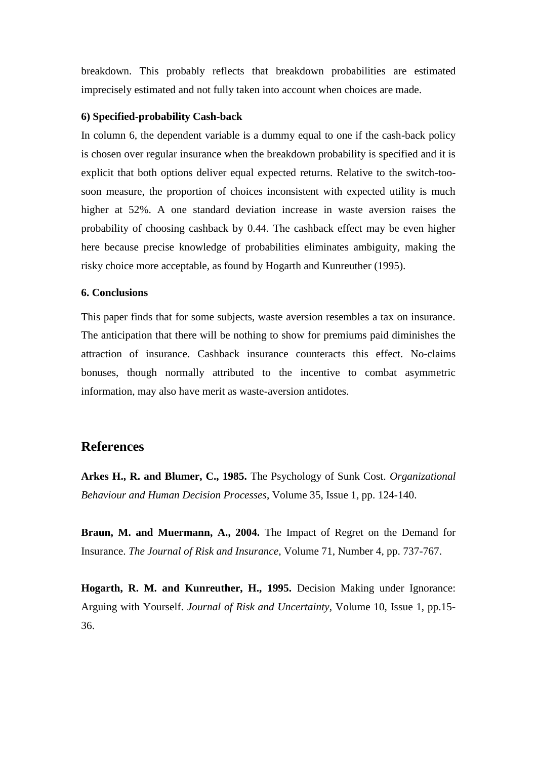breakdown. This probably reflects that breakdown probabilities are estimated imprecisely estimated and not fully taken into account when choices are made.

**6) Specified-probability Cash-back**

In column 6, the dependent variable is a dummy equal to one if the cash-back policy is chosen over regular insurance when the breakdown probability is specified and it is explicit that both options deliver equal expected returns. Relative to the switch-too-soon measure, the proportion of choices inconsistent with expected utility is much higher at 52%. A one standard deviation increase in waste aversion raises the probability of choosing cashback by 0.44. The cashback effect may be even higher here because precise knowledge of probabilities eliminates ambiguity, making the risky choice more acceptable, as found by Hogarth and Kunreuther (1995).

## 6. Conclusions

This paper finds that for some subjects, waste aversion resembles a tax on insurance. The anticipation that there will be nothing to show for premiums paid diminishes the attraction of insurance. Cashback insurance counteracts this effect. No-claims bonuses, though normally attributed to the incentive to combat asymmetric information, may also have merit as waste-aversion antidotes.

# References

**Arkes H., R. and Blumer, C., 1985.** The Psychology of Sunk Cost. *Organizational Behaviour and Human Decision Processes*, Volume 35, Issue 1, pp. 124-140.

**Braun, M. and Muermann, A., 2004.** The Impact of Regret on the Demand for Insurance. *The Journal of Risk and Insurance,* Volume 71, Number 4, pp. 737-767.

**Hogarth, R. M. and Kunreuther, H., 1995.** Decision Making under Ignorance: Arguing with Yourself. *Journal of Risk and Uncertainty*, Volume 10, Issue 1, pp.15-36.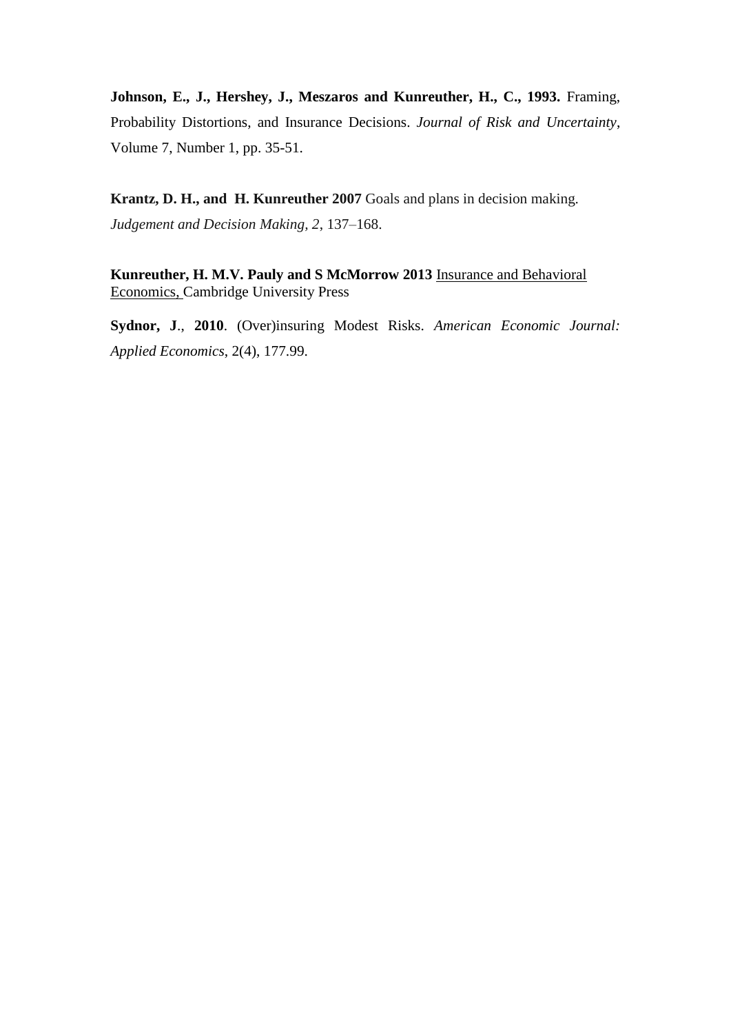**Johnson, E., J., Hershey, J., Meszaros and Kunreuther, H., C., 1993.** Framing, Probability Distortions, and Insurance Decisions. *Journal of Risk and Uncertainty*, Volume 7, Number 1, pp. 35-51.

**Krantz, D. H., and H. Kunreuther 2007** Goals and plans in decision making. *Judgement and Decision Making*, *2*, 137–168.

**Kunreuther, H. M.V. Pauly and S McMorrow 2013** Insurance and Behavioral Economics, Cambridge University Press

**Sydnor, J**., **2010**. (Over)insuring Modest Risks. *American Economic Journal: Applied Economics*, 2(4), 177.99.